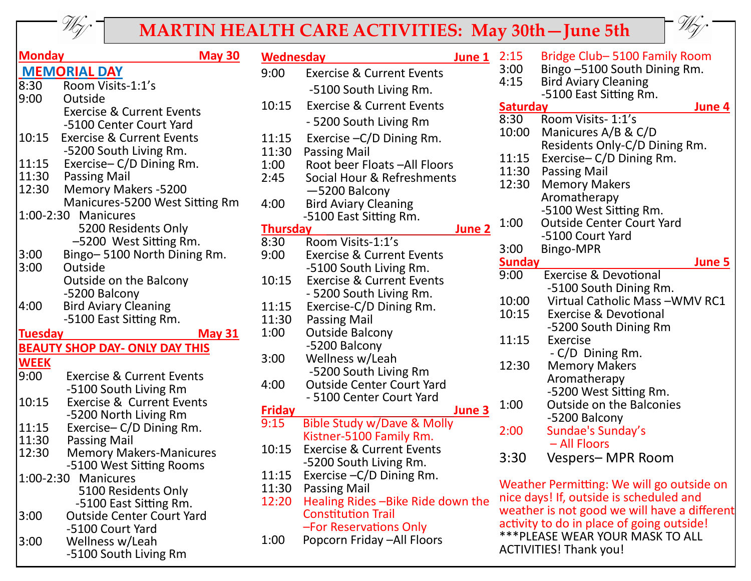# MARTIN HEALTH CARE ACTIVITIES: May 30th—June 5th

## Monday — May 30

**MEMORIAL DAY**

- 8:30 Room Visits-1:1's
- 9:00 Outside Exercise & Current Events -5100 Center Court Yard
- 10:15 Exercise & Current Events -5200 South Living Rm.
- 11:15 Exercise– C/D Dining Rm.
- 11:30 Passing Mail
- 12:30 Memory Makers -5200 Manicures-5200 West Sitting Rm
- 1:00-2:30 Manicures 5200 Residents Only –5200 West Sitting Rm.
- 3:00 Bingo– 5100 North Dining Rm.
- 3:00 Outside Outside on the Balcony -5200 Balcony
- 4:00 Bird Aviary Cleaning -5100 East Sitting Rm.

## Tuesday — May 31

**BEAUTY SHOP DAY- ONLY DAY THIS WEEK**

- 9:00 Exercise & Current Events -5100 South Living Rm
- 10:15 Exercise & Current Events -5200 North Living Rm
- 11:15 Exercise– C/D Dining Rm.
- 11:30 Passing Mail
- 12:30 Memory Makers-Manicures -5100 West Sitting Rooms
- 1:00-2:30 Manicures 5100 Residents Only -5100 East Sitting Rm.
- 3:00 Outside Center Court Yard -5100 Court Yard
- 3:00 Wellness w/Leah -5100 South Living Rm

## Wednesday — June 1

- 9:00 Exercise & Current Events -5100 South Living Rm.
- 10:15 Exercise & Current Events - 5200 South Living Rm
- 11:15 Exercise –C/D Dining Rm.
- 11:30 Passing Mail
- 1:00 Root beer Floats –All Floors
- 2:45 Social Hour & Refreshments —5200 Balcony
- 4:00 Bird Aviary Cleaning -5100 East Sitting Rm.

## Thursday — June 2

- 8:30 Room Visits-1:1's
- 9:00 Exercise & Current Events -5100 South Living Rm.
- 10:15 Exercise & Current Events - 5200 South Living Rm.
- 11:15 Exercise-C/D Dining Rm.
- 11:30 Passing Mail
- 1:00 Outside Balcony -5200 Balcony
- 3:00 Wellness w/Leah -5200 South Living Rm
- 4:00 Outside Center Court Yard - 5100 Center Court Yard

## Friday — June 3

- 9:15 Bible Study w/Dave & Molly Kistner-5100 Family Rm.
- 10:15 Exercise & Current Events -5200 South Living Rm.
- 11:15 Exercise –C/D Dining Rm.
- 11:30 Passing Mail
- 12:20 Healing Rides –Bike Ride down the Constitution Trail –For Reservations Only
- 1:00 Popcorn Friday –All Floors
- 2:15 Bridge Club– 5100 Family Room
- 3:00 Bingo –5100 South Dining Rm.
- 4:15 Bird Aviary Cleaning -5100 East Sitting Rm.

## Saturday — June 4

- 8:30 Room Visits- 1:1's
- 10:00 Manicures A/B & C/D Residents Only-C/D Dining Rm.
- 11:15 Exercise– C/D Dining Rm.
- 11:30 Passing Mail
- 12:30 Memory Makers Aromatherapy -5100 West Sitting Rm.
- 1:00 Outside Center Court Yard -5100 Court Yard
- 3:00 Bingo-MPR

## Sunday — June 5

- 9:00 Exercise & Devotional -5100 South Dining Rm.
- 10:00 Virtual Catholic Mass –WMV RC1
- 10:15 Exercise & Devotional -5200 South Dining Rm
- 11:15 Exercise - C/D Dining Rm.
- 12:30 Memory Makers Aromatherapy -5200 West Sitting Rm.
- 1:00 Outside on the Balconies -5200 Balcony
- 2:00 Sundae's Sunday's – All Floors
- 3:30 Vespers– MPR Room

Weather Permitting: We will go outside on nice days! If, outside is scheduled and weather is not good we will have a different activity to do in place of going outside!

***PLEASE WEAR YOUR MASK TO ALL ACTIVITIES! Thank you!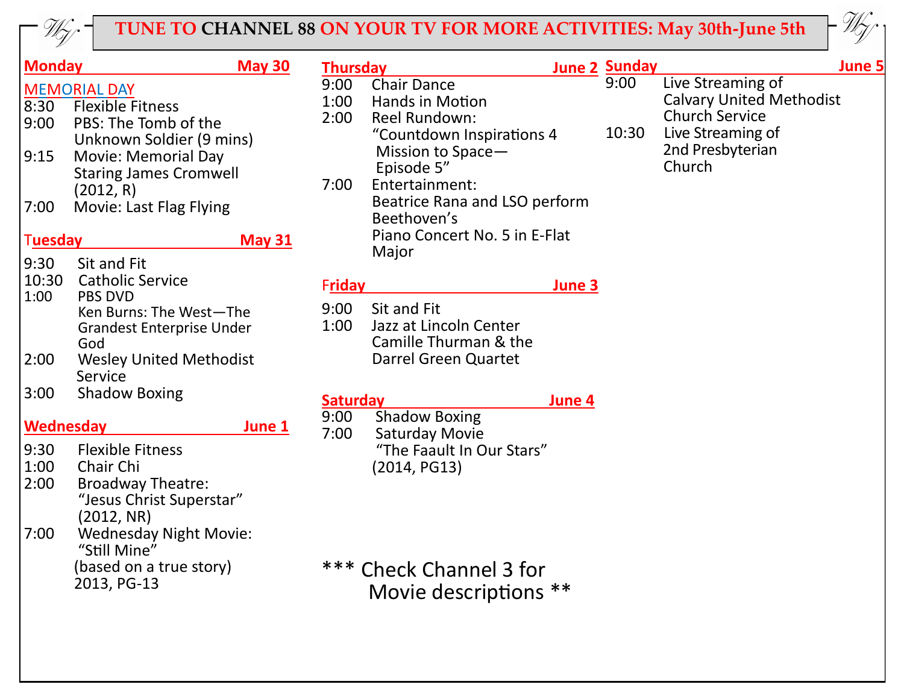# TUNE TO CHANNEL 88 ON YOUR TV FOR MORE ACTIVITIES: May 30th-June 5th

## Monday — May 30

MEMORIAL DAY

- 8:30 Flexible Fitness
- 9:00 PBS: The Tomb of the Unknown Soldier (9 mins)
- 9:15 Movie: Memorial Day Staring James Cromwell (2012, R)
- 7:00 Movie: Last Flag Flying

## Tuesday — May 31

- 9:30 Sit and Fit
- 10:30 Catholic Service
- 1:00 PBS DVD Ken Burns: The West—The Grandest Enterprise Under God
- 2:00 Wesley United Methodist Service
- 3:00 Shadow Boxing

## Wednesday — June 1

- 9:30 Flexible Fitness
- 1:00 Chair Chi
- 2:00 Broadway Theatre: "Jesus Christ Superstar" (2012, NR)
- 7:00 Wednesday Night Movie: "Still Mine" (based on a true story) 2013, PG-13

## Thursday — June 2

- 9:00 Chair Dance
- 1:00 Hands in Motion
- 2:00 Reel Rundown: "Countdown Inspirations 4 Mission to Space— Episode 5"
- 7:00 Entertainment: Beatrice Rana and LSO perform Beethoven's Piano Concert No. 5 in E-Flat Major

## Friday — June 3

- 9:00 Sit and Fit
- 1:00 Jazz at Lincoln Center Camille Thurman & the Darrel Green Quartet

## Saturday — June 4

- 9:00 Shadow Boxing
- 7:00 Saturday Movie "The Faault In Our Stars" (2014, PG13)

*** Check Channel 3 for Movie descriptions **

## Sunday — June 5

- 9:00 Live Streaming of Calvary United Methodist Church Service
- 10:30 Live Streaming of 2nd Presbyterian Church